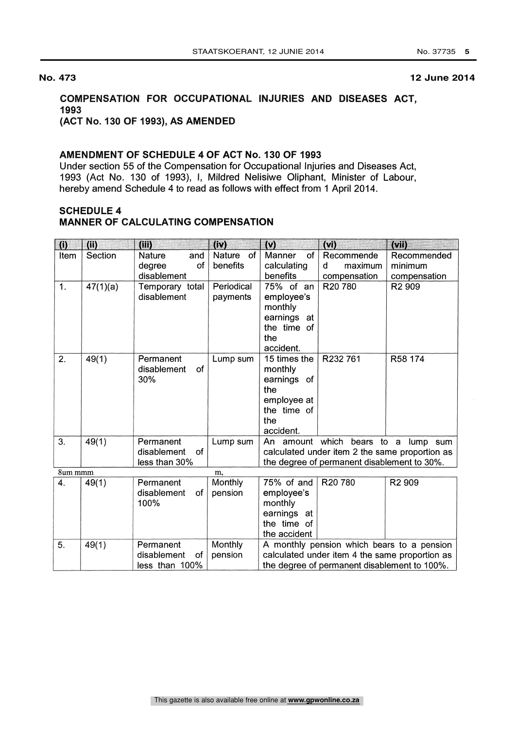**No. 473** **12 June 2014**

## COMPENSATION FOR OCCUPATIONAL INJURIES AND DISEASES ACT, 1993 (ACT No. 130 OF 1993), AS AMENDED

### AMENDMENT OF SCHEDULE 4 OF ACT No. 130 OF 1993

Under section 55 of the Compensation for Occupational Injuries and Diseases Act, 1993 (Act No. 130 of 1993), I, Mildred Nelisiwe Oliphant, Minister of Labour, hereby amend Schedule 4 to read as follows with effect from 1 April 2014.

### SCHEDULE 4
### MANNER OF CALCULATING COMPENSATION

| (i) | (ii) | (iii) | (iv) | (v) | (vi) | (vii) |
|---|---|---|---|---|---|---|
| Item | Section | Nature and degree of disablement | Nature of benefits | Manner of calculating benefits | Recommended maximum compensation | Recommended minimum compensation |
| 1. | 47(1)(a) | Temporary total disablement | Periodical payments | 75% of an employee's monthly earnings at the time of the accident. | R20 780 | R2 909 |
| 2. | 49(1) | Permanent disablement of 30% | Lump sum | 15 times the monthly earnings of the employee at the time of the accident. | R232 761 | R58 174 |
| 3. | 49(1) | Permanent disablement of less than 30% | Lump sum | An amount which bears to a lump sum calculated under item 2 the same proportion as the degree of permanent disablement to 30%. | | |
| 4. | 49(1) | Permanent disablement of 100% | Monthly pension | 75% of and employee's monthly earnings at the time of the accident | R20 780 | R2 909 |
| 5. | 49(1) | Permanent disablement of less than 100% | Monthly pension | A monthly pension which bears to a pension calculated under item 4 the same proportion as the degree of permanent disablement to 100%. | | |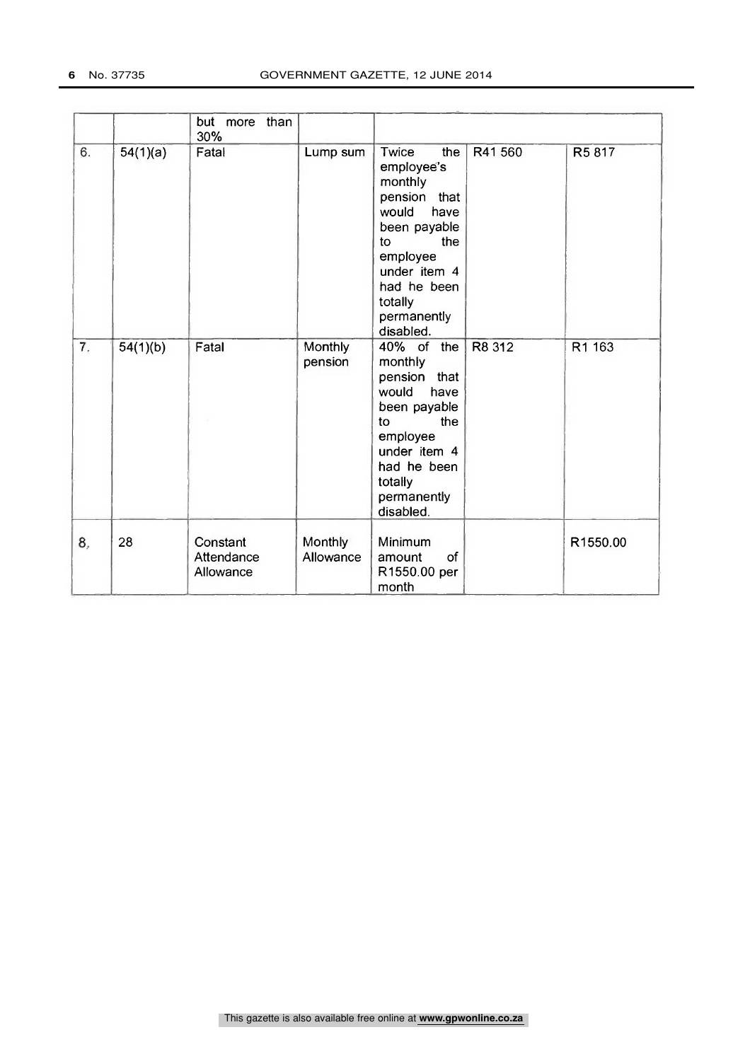|  |  | but more than 30% |  |  |  |  |
|---|---|---|---|---|---|---|
| 6. | 54(1)(a) | Fatal | Lump sum | Twice the employee's monthly pension that would have been payable to the employee under item 4 had he been totally permanently disabled. | R41 560 | R5 817 |
| 7. | 54(1)(b) | Fatal | Monthly pension | 40% of the monthly pension that would have been payable to the employee under item 4 had he been totally permanently disabled. | R8 312 | R1 163 |
| 8. | 28 | Constant Attendance Allowance | Monthly Allowance | Minimum amount of R1550.00 per month |  | R1550.00 |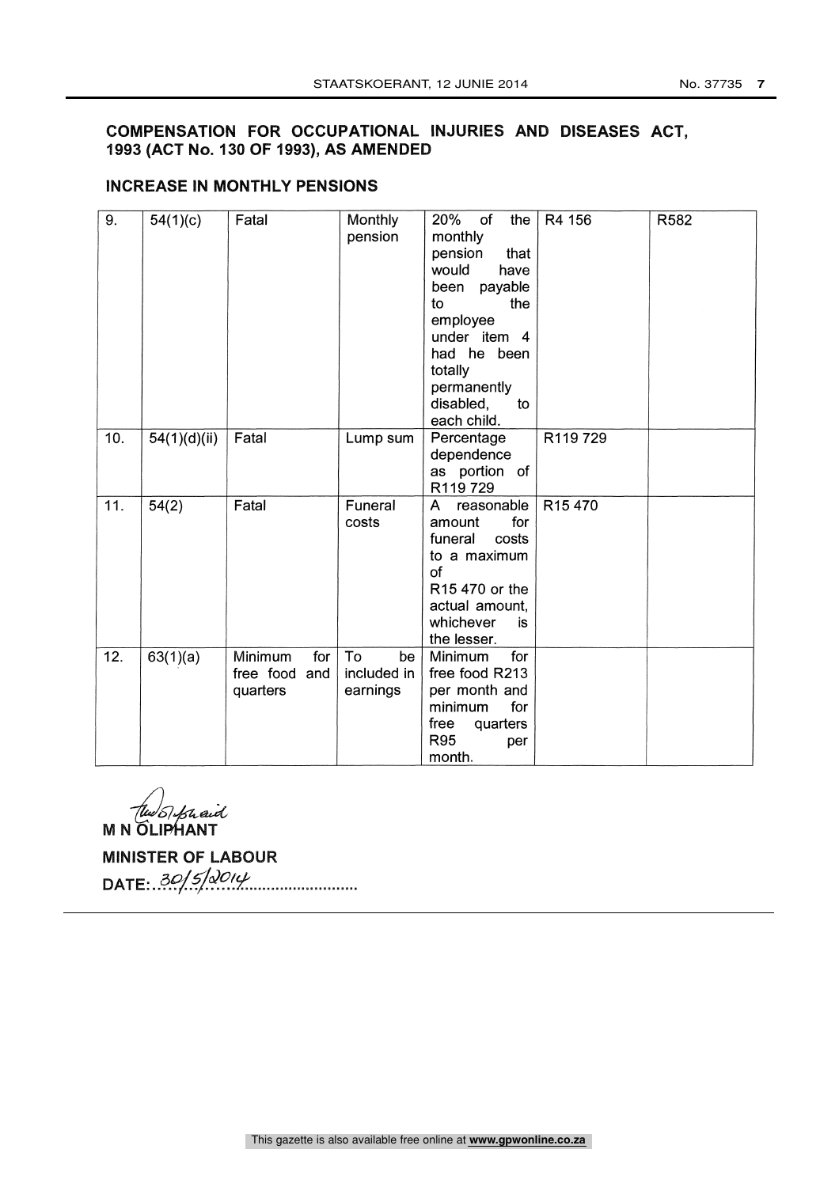## COMPENSATION FOR OCCUPATIONAL INJURIES AND DISEASES ACT, 1993 (ACT No. 130 OF 1993), AS AMENDED

### INCREASE IN MONTHLY PENSIONS

| | | | | | | |
|---|---|---|---|---|---|---|
| 9. | 54(1)(c) | Fatal | Monthly pension | 20% of the monthly pension that would have been payable to the employee under item 4 had he been totally permanently disabled, to each child. | R4 156 | R582 |
| 10. | 54(1)(d)(ii) | Fatal | Lump sum | Percentage dependence as portion of R119 729 | R119 729 | |
| 11. | 54(2) | Fatal | Funeral costs | A reasonable amount for funeral costs to a maximum of R15 470 or the actual amount, whichever is the lesser. | R15 470 | |
| 12. | 63(1)(a) | Minimum for free food and quarters | To be included in earnings | Minimum for free food R213 per month and minimum for free quarters R95 per month. | | |

**M N OLIPHANT**

**MINISTER OF LABOUR**

**DATE:** 30/5/2014